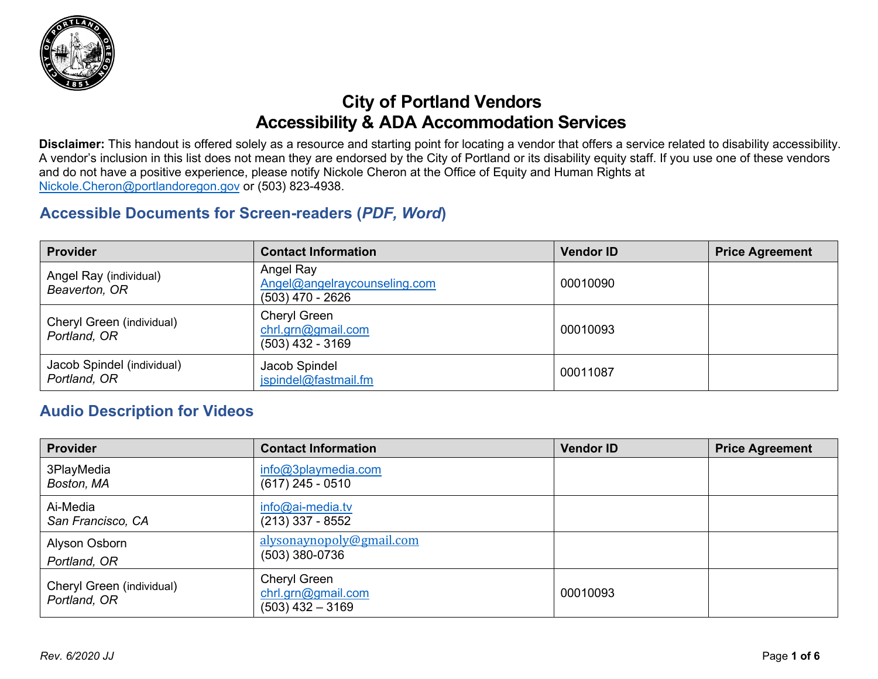# City of Portland Vendors
# Accessibility & ADA Accommodation Services

**Disclaimer:** This handout is offered solely as a resource and starting point for locating a vendor that offers a service related to disability accessibility. A vendor's inclusion in this list does not mean they are endorsed by the City of Portland or its disability equity staff. If you use one of these vendors and do not have a positive experience, please notify Nickole Cheron at the Office of Equity and Human Rights at Nickole.Cheron@portlandoregon.gov or (503) 823-4938.

## Accessible Documents for Screen-readers (*PDF, Word*)

| Provider | Contact Information | Vendor ID | Price Agreement |
|---|---|---|---|
| Angel Ray (individual)<br>*Beaverton, OR* | Angel Ray<br>Angel@angelraycounseling.com<br>(503) 470 - 2626 | 00010090 | |
| Cheryl Green (individual)<br>*Portland, OR* | Cheryl Green<br>chrl.grn@gmail.com<br>(503) 432 - 3169 | 00010093 | |
| Jacob Spindel (individual)<br>*Portland, OR* | Jacob Spindel<br>jspindel@fastmail.fm | 00011087 | |

## Audio Description for Videos

| Provider | Contact Information | Vendor ID | Price Agreement |
|---|---|---|---|
| 3PlayMedia<br>*Boston, MA* | info@3playmedia.com<br>(617) 245 - 0510 | | |
| Ai-Media<br>*San Francisco, CA* | info@ai-media.tv<br>(213) 337 - 8552 | | |
| Alyson Osborn<br>*Portland, OR* | alysonaynopoly@gmail.com<br>(503) 380-0736 | | |
| Cheryl Green (individual)<br>*Portland, OR* | Cheryl Green<br>chrl.grn@gmail.com<br>(503) 432 – 3169 | 00010093 | |

*Rev. 6/2020 JJ*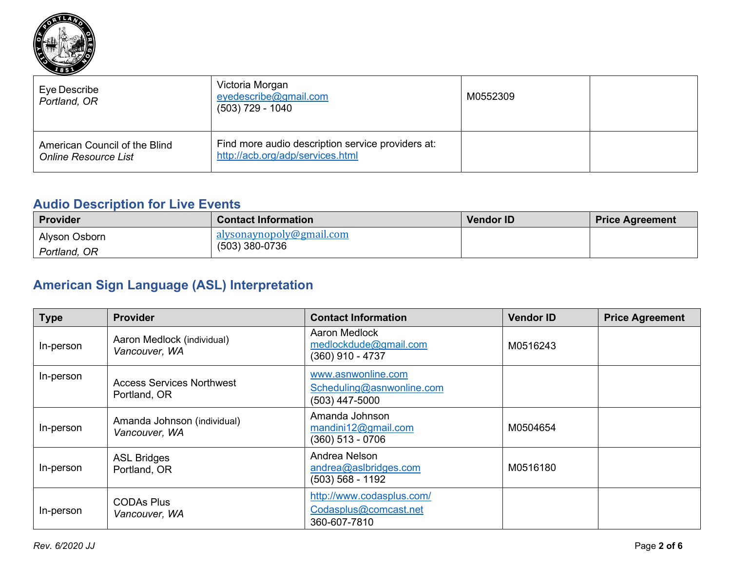| Provider | Contact Information | Vendor ID | Price Agreement |
| --- | --- | --- | --- |
| Eye Describe<br>*Portland, OR* | Victoria Morgan<br>eyedescribe@gmail.com<br>(503) 729 - 1040 | M0552309 | |
| American Council of the Blind<br>*Online Resource List* | Find more audio description service providers at:<br>http://acb.org/adp/services.html | | |

## Audio Description for Live Events

| Provider | Contact Information | Vendor ID | Price Agreement |
| --- | --- | --- | --- |
| Alyson Osborn<br>*Portland, OR* | alysonaynopoly@gmail.com<br>(503) 380-0736 | | |

## American Sign Language (ASL) Interpretation

| Type | Provider | Contact Information | Vendor ID | Price Agreement |
| --- | --- | --- | --- | --- |
| In-person | Aaron Medlock (individual)<br>*Vancouver, WA* | Aaron Medlock<br>medlockdude@gmail.com<br>(360) 910 - 4737 | M0516243 | |
| In-person | Access Services Northwest<br>Portland, OR | www.asnwonline.com<br>Scheduling@asnwonline.com<br>(503) 447-5000 | | |
| In-person | Amanda Johnson (individual)<br>*Vancouver, WA* | Amanda Johnson<br>mandini12@gmail.com<br>(360) 513 - 0706 | M0504654 | |
| In-person | ASL Bridges<br>Portland, OR | Andrea Nelson<br>andrea@aslbridges.com<br>(503) 568 - 1192 | M0516180 | |
| In-person | CODAs Plus<br>*Vancouver, WA* | http://www.codasplus.com/<br>Codasplus@comcast.net<br>360-607-7810 | | |

*Rev. 6/2020 JJ*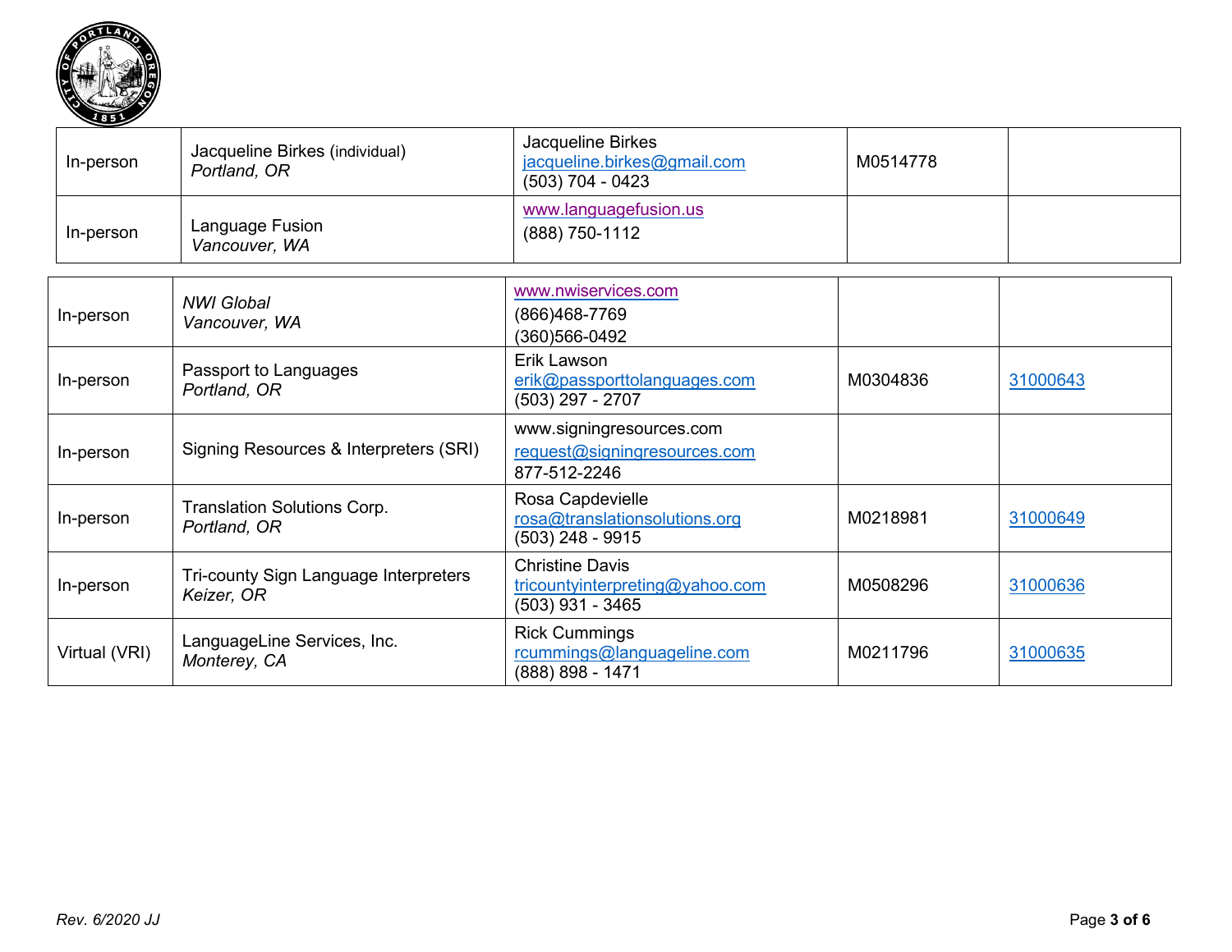| | | | | |
|---|---|---|---|---|
| In-person | Jacqueline Birkes (individual)<br>*Portland, OR* | Jacqueline Birkes<br>jacqueline.birkes@gmail.com<br>(503) 704 - 0423 | M0514778 | |
| In-person | Language Fusion<br>*Vancouver, WA* | www.languagefusion.us<br>(888) 750-1112 | | |
| In-person | *NWI Global*<br>*Vancouver, WA* | www.nwiservices.com<br>(866)468-7769<br>(360)566-0492 | | |
| In-person | Passport to Languages<br>*Portland, OR* | Erik Lawson<br>erik@passporttolanguages.com<br>(503) 297 - 2707 | M0304836 | 31000643 |
| In-person | Signing Resources & Interpreters (SRI) | www.signingresources.com<br>request@signingresources.com<br>877-512-2246 | | |
| In-person | Translation Solutions Corp.<br>*Portland, OR* | Rosa Capdevielle<br>rosa@translationsolutions.org<br>(503) 248 - 9915 | M0218981 | 31000649 |
| In-person | Tri-county Sign Language Interpreters<br>*Keizer, OR* | Christine Davis<br>tricountyinterpreting@yahoo.com<br>(503) 931 - 3465 | M0508296 | 31000636 |
| Virtual (VRI) | LanguageLine Services, Inc.<br>*Monterey, CA* | Rick Cummings<br>rcummings@languageline.com<br>(888) 898 - 1471 | M0211796 | 31000635 |

*Rev. 6/2020 JJ*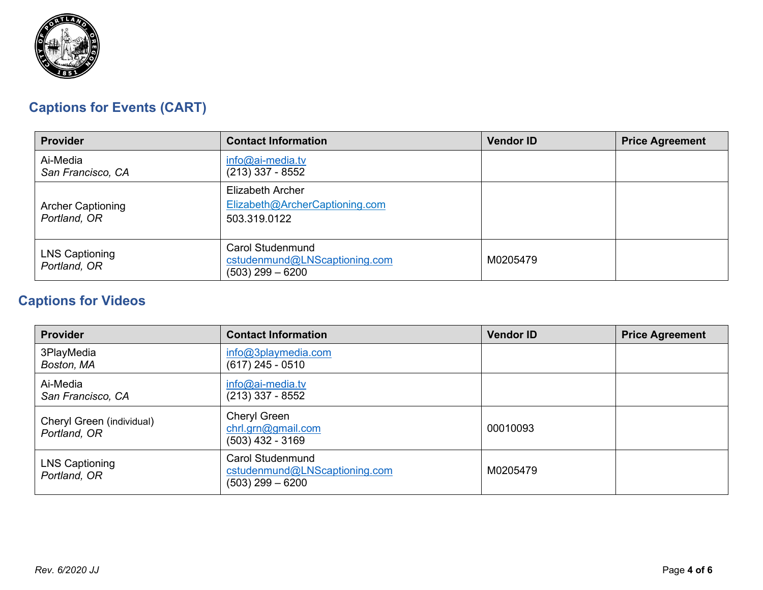## Captions for Events (CART)

| Provider | Contact Information | Vendor ID | Price Agreement |
|---|---|---|---|
| Ai-Media<br>*San Francisco, CA* | info@ai-media.tv<br>(213) 337 - 8552 | | |
| Archer Captioning<br>*Portland, OR* | Elizabeth Archer<br>Elizabeth@ArcherCaptioning.com<br>503.319.0122 | | |
| LNS Captioning<br>*Portland, OR* | Carol Studenmund<br>cstudenmund@LNScaptioning.com<br>(503) 299 – 6200 | M0205479 | |

## Captions for Videos

| Provider | Contact Information | Vendor ID | Price Agreement |
|---|---|---|---|
| 3PlayMedia<br>*Boston, MA* | info@3playmedia.com<br>(617) 245 - 0510 | | |
| Ai-Media<br>*San Francisco, CA* | info@ai-media.tv<br>(213) 337 - 8552 | | |
| Cheryl Green (individual)<br>*Portland, OR* | Cheryl Green<br>chrl.grn@gmail.com<br>(503) 432 - 3169 | 00010093 | |
| LNS Captioning<br>*Portland, OR* | Carol Studenmund<br>cstudenmund@LNScaptioning.com<br>(503) 299 – 6200 | M0205479 | |

*Rev. 6/2020 JJ*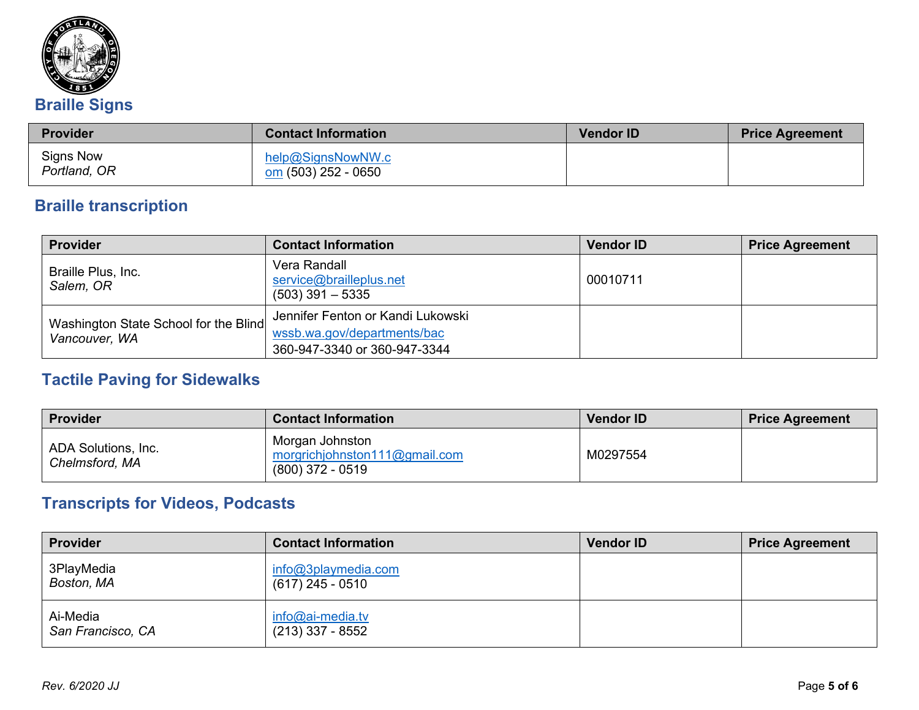## Braille Signs

| Provider | Contact Information | Vendor ID | Price Agreement |
|---|---|---|---|
| Signs Now<br>*Portland, OR* | help@SignsNowNW.com (503) 252 - 0650 | | |

## Braille transcription

| Provider | Contact Information | Vendor ID | Price Agreement |
|---|---|---|---|
| Braille Plus, Inc.<br>*Salem, OR* | Vera Randall<br>service@brailleplus.net<br>(503) 391 – 5335 | 00010711 | |
| Washington State School for the Blind<br>*Vancouver, WA* | Jennifer Fenton or Kandi Lukowski<br>wssb.wa.gov/departments/bac<br>360-947-3340 or 360-947-3344 | | |

## Tactile Paving for Sidewalks

| Provider | Contact Information | Vendor ID | Price Agreement |
|---|---|---|---|
| ADA Solutions, Inc.<br>*Chelmsford, MA* | Morgan Johnston<br>morgrichjohnston111@gmail.com<br>(800) 372 - 0519 | M0297554 | |

## Transcripts for Videos, Podcasts

| Provider | Contact Information | Vendor ID | Price Agreement |
|---|---|---|---|
| 3PlayMedia<br>*Boston, MA* | info@3playmedia.com<br>(617) 245 - 0510 | | |
| Ai-Media<br>*San Francisco, CA* | info@ai-media.tv<br>(213) 337 - 8552 | | |

*Rev. 6/2020 JJ*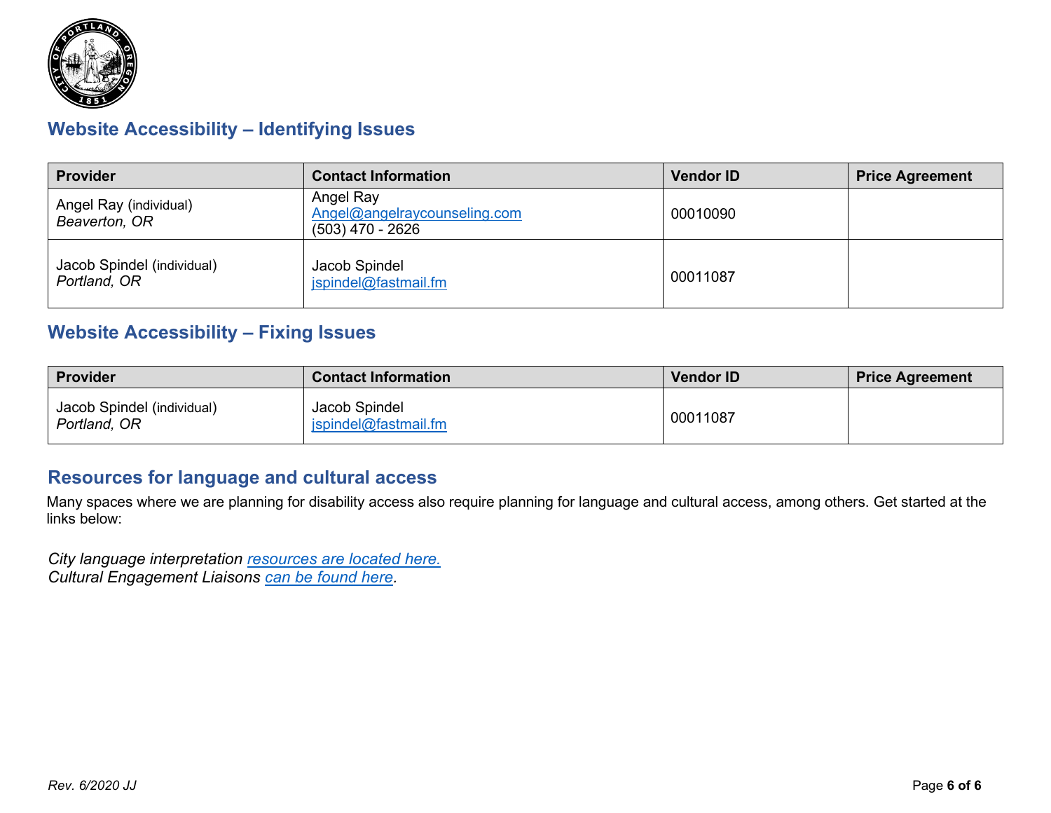## Website Accessibility – Identifying Issues

| Provider | Contact Information | Vendor ID | Price Agreement |
|---|---|---|---|
| Angel Ray (individual) *Beaverton, OR* | Angel Ray Angel@angelraycounseling.com (503) 470 - 2626 | 00010090 | |
| Jacob Spindel (individual) *Portland, OR* | Jacob Spindel jspindel@fastmail.fm | 00011087 | |

## Website Accessibility – Fixing Issues

| Provider | Contact Information | Vendor ID | Price Agreement |
|---|---|---|---|
| Jacob Spindel (individual) *Portland, OR* | Jacob Spindel jspindel@fastmail.fm | 00011087 | |

## Resources for language and cultural access

Many spaces where we are planning for disability access also require planning for language and cultural access, among others. Get started at the links below:

*City language interpretation resources are located here.*
*Cultural Engagement Liaisons can be found here.*

*Rev. 6/2020 JJ*